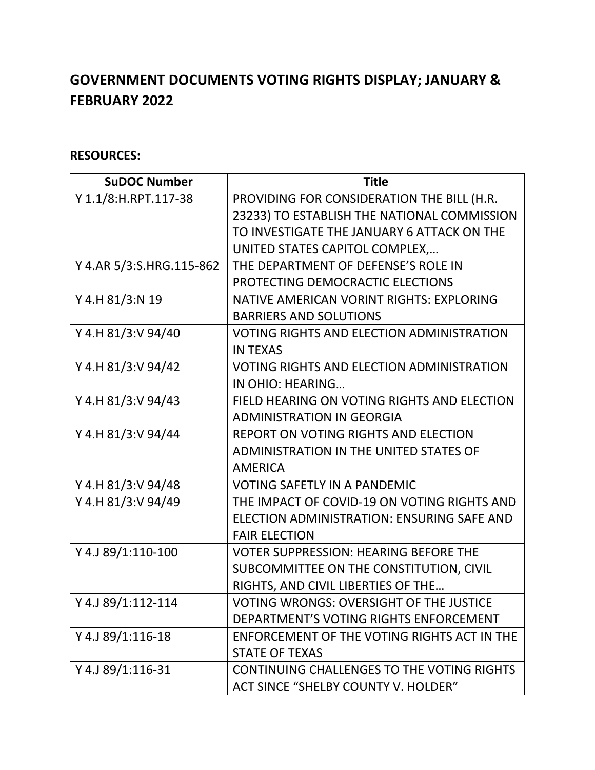# GOVERNMENT DOCUMENTS VOTING RIGHTS DISPLAY; JANUARY & FEBRUARY 2022

**RESOURCES:**

| SuDOC Number | Title |
| --- | --- |
| Y 1.1/8:H.RPT.117-38 | PROVIDING FOR CONSIDERATION THE BILL (H.R. 23233) TO ESTABLISH THE NATIONAL COMMISSION TO INVESTIGATE THE JANUARY 6 ATTACK ON THE UNITED STATES CAPITOL COMPLEX,… |
| Y 4.AR 5/3:S.HRG.115-862 | THE DEPARTMENT OF DEFENSE'S ROLE IN PROTECTING DEMOCRACTIC ELECTIONS |
| Y 4.H 81/3:N 19 | NATIVE AMERICAN VORINT RIGHTS: EXPLORING BARRIERS AND SOLUTIONS |
| Y 4.H 81/3:V 94/40 | VOTING RIGHTS AND ELECTION ADMINISTRATION IN TEXAS |
| Y 4.H 81/3:V 94/42 | VOTING RIGHTS AND ELECTION ADMINISTRATION IN OHIO: HEARING… |
| Y 4.H 81/3:V 94/43 | FIELD HEARING ON VOTING RIGHTS AND ELECTION ADMINISTRATION IN GEORGIA |
| Y 4.H 81/3:V 94/44 | REPORT ON VOTING RIGHTS AND ELECTION ADMINISTRATION IN THE UNITED STATES OF AMERICA |
| Y 4.H 81/3:V 94/48 | VOTING SAFETLY IN A PANDEMIC |
| Y 4.H 81/3:V 94/49 | THE IMPACT OF COVID-19 ON VOTING RIGHTS AND ELECTION ADMINISTRATION: ENSURING SAFE AND FAIR ELECTION |
| Y 4.J 89/1:110-100 | VOTER SUPPRESSION: HEARING BEFORE THE SUBCOMMITTEE ON THE CONSTITUTION, CIVIL RIGHTS, AND CIVIL LIBERTIES OF THE… |
| Y 4.J 89/1:112-114 | VOTING WRONGS: OVERSIGHT OF THE JUSTICE DEPARTMENT'S VOTING RIGHTS ENFORCEMENT |
| Y 4.J 89/1:116-18 | ENFORCEMENT OF THE VOTING RIGHTS ACT IN THE STATE OF TEXAS |
| Y 4.J 89/1:116-31 | CONTINUING CHALLENGES TO THE VOTING RIGHTS ACT SINCE "SHELBY COUNTY V. HOLDER" |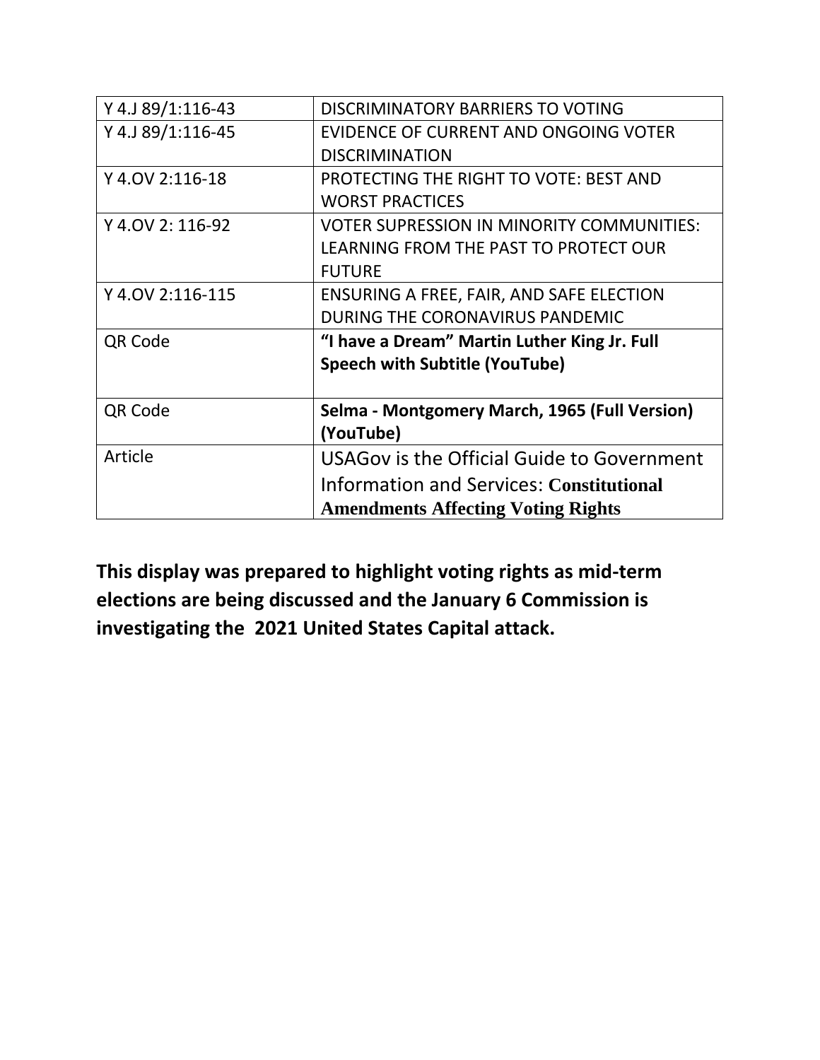| | |
|---|---|
| Y 4.J 89/1:116-43 | DISCRIMINATORY BARRIERS TO VOTING |
| Y 4.J 89/1:116-45 | EVIDENCE OF CURRENT AND ONGOING VOTER DISCRIMINATION |
| Y 4.OV 2:116-18 | PROTECTING THE RIGHT TO VOTE: BEST AND WORST PRACTICES |
| Y 4.OV 2: 116-92 | VOTER SUPRESSION IN MINORITY COMMUNITIES: LEARNING FROM THE PAST TO PROTECT OUR FUTURE |
| Y 4.OV 2:116-115 | ENSURING A FREE, FAIR, AND SAFE ELECTION DURING THE CORONAVIRUS PANDEMIC |
| QR Code | **"I have a Dream" Martin Luther King Jr. Full Speech with Subtitle (YouTube)** |
| QR Code | **Selma - Montgomery March, 1965 (Full Version) (YouTube)** |
| Article | USAGov is the Official Guide to Government Information and Services: **Constitutional Amendments Affecting Voting Rights** |

**This display was prepared to highlight voting rights as mid-term elections are being discussed and the January 6 Commission is investigating the 2021 United States Capital attack.**